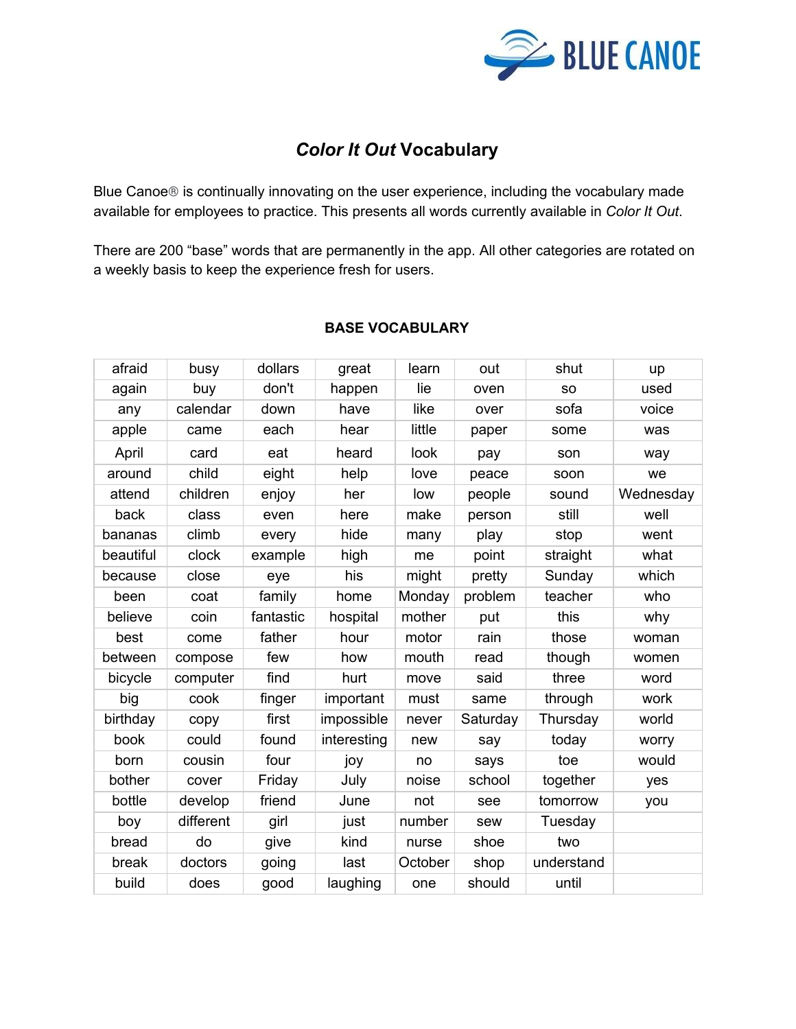# *Color It Out* Vocabulary

Blue Canoe® is continually innovating on the user experience, including the vocabulary made available for employees to practice. This presents all words currently available in *Color It Out*.

There are 200 "base" words that are permanently in the app. All other categories are rotated on a weekly basis to keep the experience fresh for users.

## BASE VOCABULARY

| | | | | | | | |
|---|---|---|---|---|---|---|---|
| afraid | busy | dollars | great | learn | out | shut | up |
| again | buy | don't | happen | lie | oven | so | used |
| any | calendar | down | have | like | over | sofa | voice |
| apple | came | each | hear | little | paper | some | was |
| April | card | eat | heard | look | pay | son | way |
| around | child | eight | help | love | peace | soon | we |
| attend | children | enjoy | her | low | people | sound | Wednesday |
| back | class | even | here | make | person | still | well |
| bananas | climb | every | hide | many | play | stop | went |
| beautiful | clock | example | high | me | point | straight | what |
| because | close | eye | his | might | pretty | Sunday | which |
| been | coat | family | home | Monday | problem | teacher | who |
| believe | coin | fantastic | hospital | mother | put | this | why |
| best | come | father | hour | motor | rain | those | woman |
| between | compose | few | how | mouth | read | though | women |
| bicycle | computer | find | hurt | move | said | three | word |
| big | cook | finger | important | must | same | through | work |
| birthday | copy | first | impossible | never | Saturday | Thursday | world |
| book | could | found | interesting | new | say | today | worry |
| born | cousin | four | joy | no | says | toe | would |
| bother | cover | Friday | July | noise | school | together | yes |
| bottle | develop | friend | June | not | see | tomorrow | you |
| boy | different | girl | just | number | sew | Tuesday | |
| bread | do | give | kind | nurse | shoe | two | |
| break | doctors | going | last | October | shop | understand | |
| build | does | good | laughing | one | should | until | |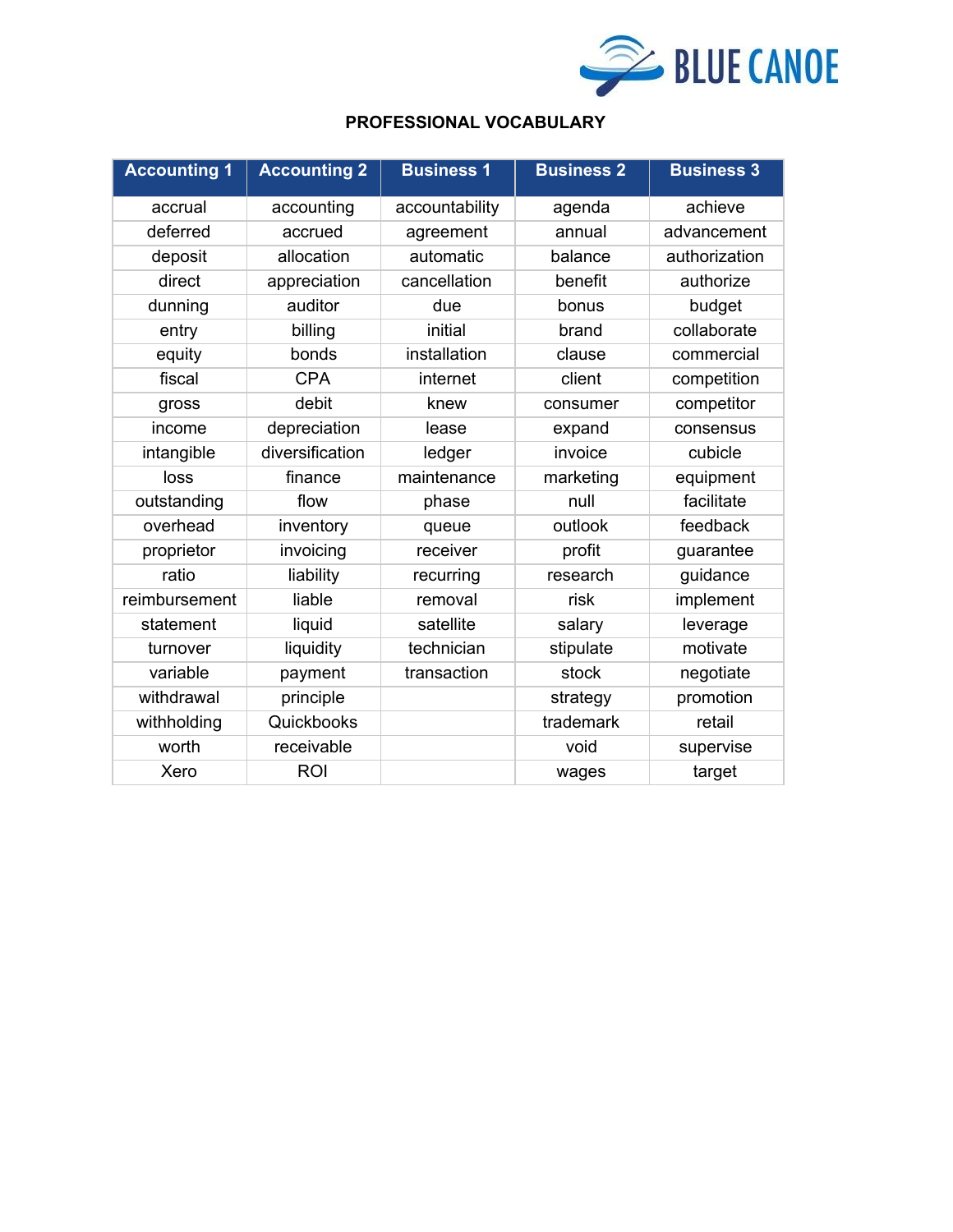# PROFESSIONAL VOCABULARY

| Accounting 1 | Accounting 2 | Business 1 | Business 2 | Business 3 |
|---|---|---|---|---|
| accrual | accounting | accountability | agenda | achieve |
| deferred | accrued | agreement | annual | advancement |
| deposit | allocation | automatic | balance | authorization |
| direct | appreciation | cancellation | benefit | authorize |
| dunning | auditor | due | bonus | budget |
| entry | billing | initial | brand | collaborate |
| equity | bonds | installation | clause | commercial |
| fiscal | CPA | internet | client | competition |
| gross | debit | knew | consumer | competitor |
| income | depreciation | lease | expand | consensus |
| intangible | diversification | ledger | invoice | cubicle |
| loss | finance | maintenance | marketing | equipment |
| outstanding | flow | phase | null | facilitate |
| overhead | inventory | queue | outlook | feedback |
| proprietor | invoicing | receiver | profit | guarantee |
| ratio | liability | recurring | research | guidance |
| reimbursement | liable | removal | risk | implement |
| statement | liquid | satellite | salary | leverage |
| turnover | liquidity | technician | stipulate | motivate |
| variable | payment | transaction | stock | negotiate |
| withdrawal | principle | | strategy | promotion |
| withholding | Quickbooks | | trademark | retail |
| worth | receivable | | void | supervise |
| Xero | ROI | | wages | target |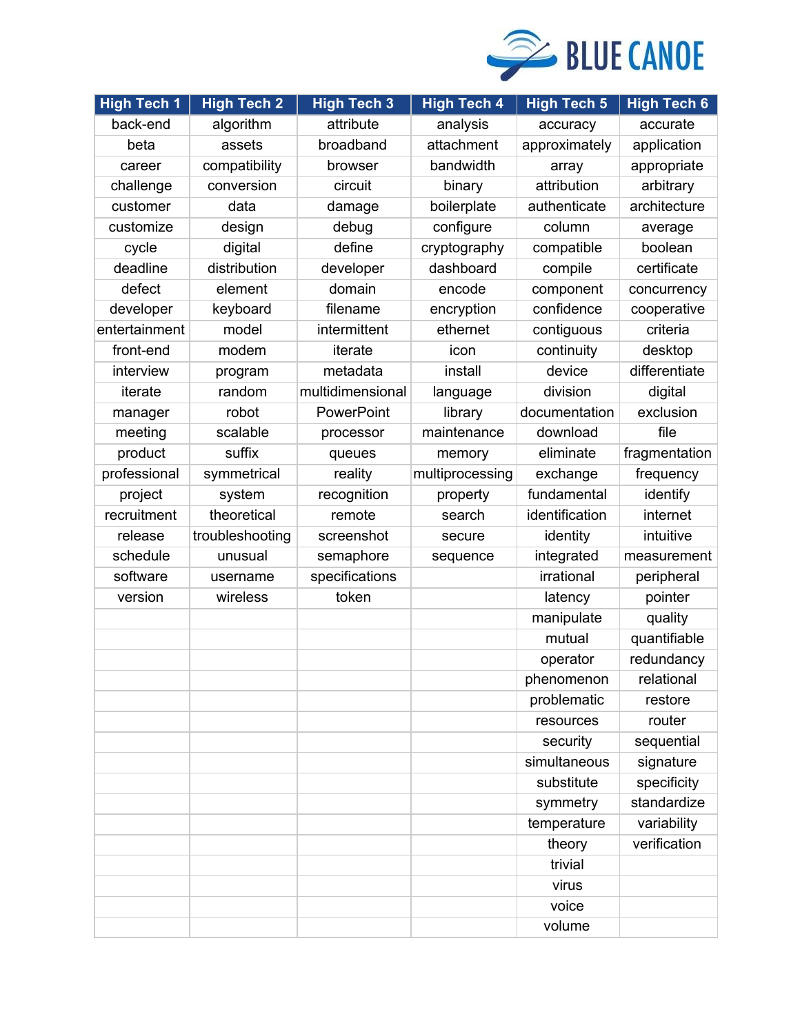| High Tech 1 | High Tech 2 | High Tech 3 | High Tech 4 | High Tech 5 | High Tech 6 |
|---|---|---|---|---|---|
| back-end | algorithm | attribute | analysis | accuracy | accurate |
| beta | assets | broadband | attachment | approximately | application |
| career | compatibility | browser | bandwidth | array | appropriate |
| challenge | conversion | circuit | binary | attribution | arbitrary |
| customer | data | damage | boilerplate | authenticate | architecture |
| customize | design | debug | configure | column | average |
| cycle | digital | define | cryptography | compatible | boolean |
| deadline | distribution | developer | dashboard | compile | certificate |
| defect | element | domain | encode | component | concurrency |
| developer | keyboard | filename | encryption | confidence | cooperative |
| entertainment | model | intermittent | ethernet | contiguous | criteria |
| front-end | modem | iterate | icon | continuity | desktop |
| interview | program | metadata | install | device | differentiate |
| iterate | random | multidimensional | language | division | digital |
| manager | robot | PowerPoint | library | documentation | exclusion |
| meeting | scalable | processor | maintenance | download | file |
| product | suffix | queues | memory | eliminate | fragmentation |
| professional | symmetrical | reality | multiprocessing | exchange | frequency |
| project | system | recognition | property | fundamental | identify |
| recruitment | theoretical | remote | search | identification | internet |
| release | troubleshooting | screenshot | secure | identity | intuitive |
| schedule | unusual | semaphore | sequence | integrated | measurement |
| software | username | specifications | | irrational | peripheral |
| version | wireless | token | | latency | pointer |
| | | | | manipulate | quality |
| | | | | mutual | quantifiable |
| | | | | operator | redundancy |
| | | | | phenomenon | relational |
| | | | | problematic | restore |
| | | | | resources | router |
| | | | | security | sequential |
| | | | | simultaneous | signature |
| | | | | substitute | specificity |
| | | | | symmetry | standardize |
| | | | | temperature | variability |
| | | | | theory | verification |
| | | | | trivial | |
| | | | | virus | |
| | | | | voice | |
| | | | | volume | |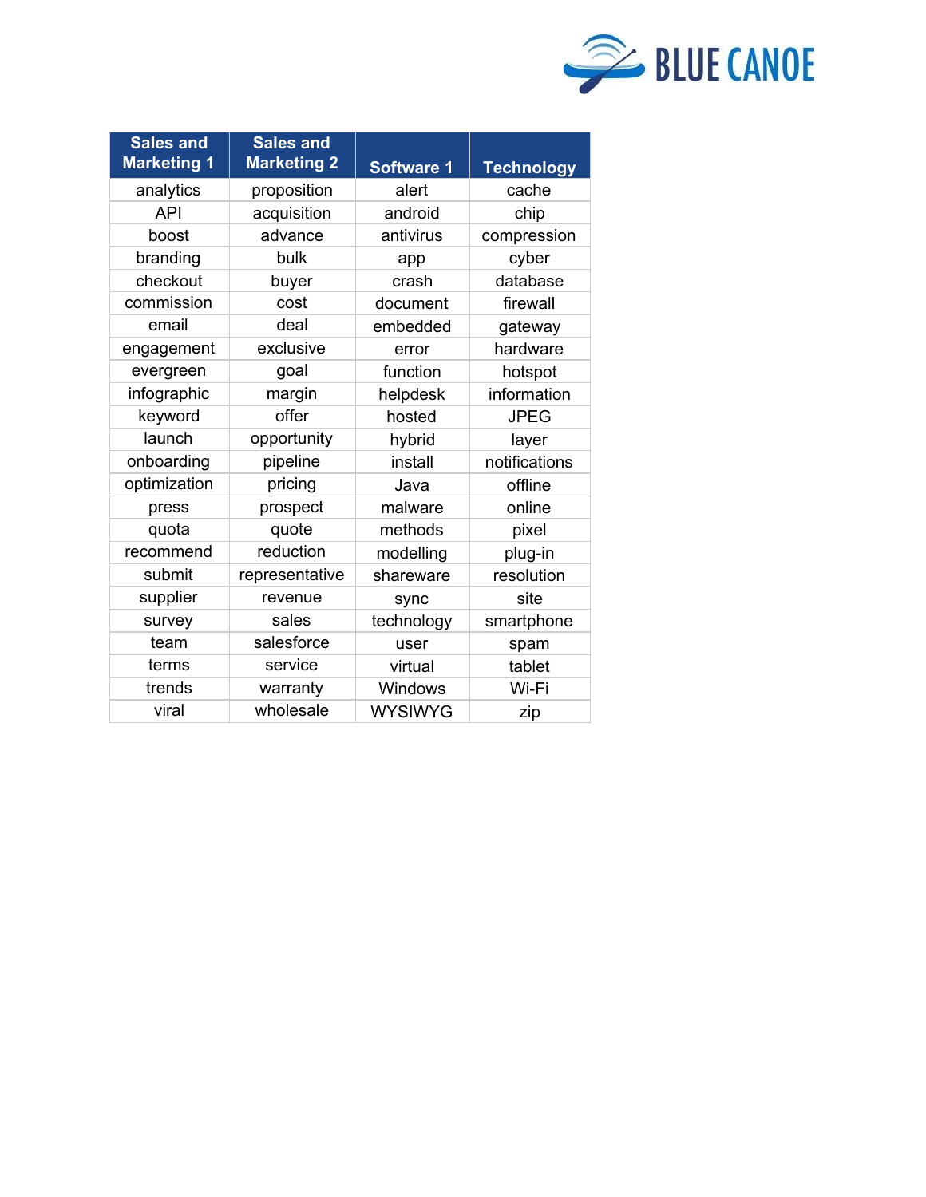| Sales and Marketing 1 | Sales and Marketing 2 | Software 1 | Technology |
|---|---|---|---|
| analytics | proposition | alert | cache |
| API | acquisition | android | chip |
| boost | advance | antivirus | compression |
| branding | bulk | app | cyber |
| checkout | buyer | crash | database |
| commission | cost | document | firewall |
| email | deal | embedded | gateway |
| engagement | exclusive | error | hardware |
| evergreen | goal | function | hotspot |
| infographic | margin | helpdesk | information |
| keyword | offer | hosted | JPEG |
| launch | opportunity | hybrid | layer |
| onboarding | pipeline | install | notifications |
| optimization | pricing | Java | offline |
| press | prospect | malware | online |
| quota | quote | methods | pixel |
| recommend | reduction | modelling | plug-in |
| submit | representative | shareware | resolution |
| supplier | revenue | sync | site |
| survey | sales | technology | smartphone |
| team | salesforce | user | spam |
| terms | service | virtual | tablet |
| trends | warranty | Windows | Wi-Fi |
| viral | wholesale | WYSIWYG | zip |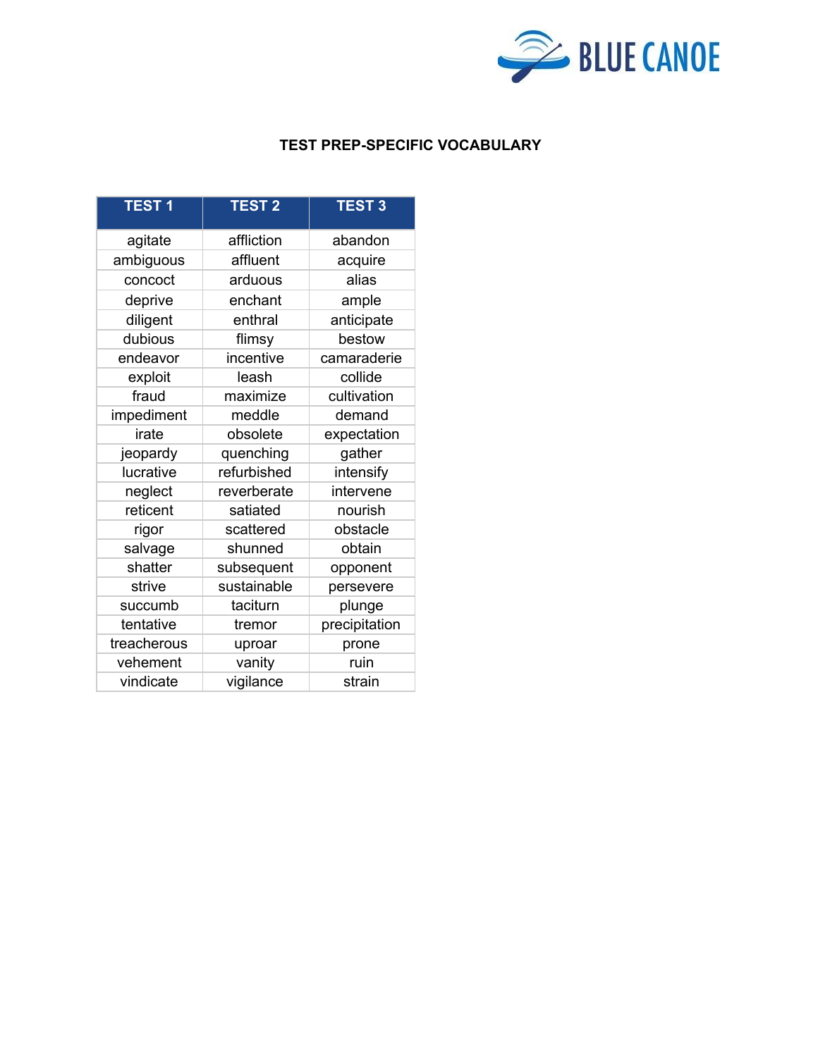## TEST PREP-SPECIFIC VOCABULARY

| TEST 1 | TEST 2 | TEST 3 |
|---|---|---|
| agitate | affliction | abandon |
| ambiguous | affluent | acquire |
| concoct | arduous | alias |
| deprive | enchant | ample |
| diligent | enthral | anticipate |
| dubious | flimsy | bestow |
| endeavor | incentive | camaraderie |
| exploit | leash | collide |
| fraud | maximize | cultivation |
| impediment | meddle | demand |
| irate | obsolete | expectation |
| jeopardy | quenching | gather |
| lucrative | refurbished | intensify |
| neglect | reverberate | intervene |
| reticent | satiated | nourish |
| rigor | scattered | obstacle |
| salvage | shunned | obtain |
| shatter | subsequent | opponent |
| strive | sustainable | persevere |
| succumb | taciturn | plunge |
| tentative | tremor | precipitation |
| treacherous | uproar | prone |
| vehement | vanity | ruin |
| vindicate | vigilance | strain |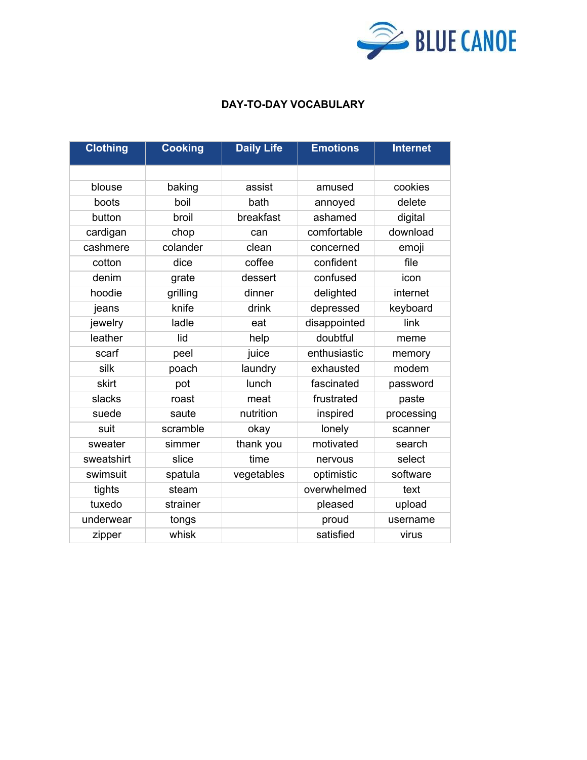**DAY-TO-DAY VOCABULARY**

| Clothing | Cooking | Daily Life | Emotions | Internet |
|---|---|---|---|---|
| | | | | |
| blouse | baking | assist | amused | cookies |
| boots | boil | bath | annoyed | delete |
| button | broil | breakfast | ashamed | digital |
| cardigan | chop | can | comfortable | download |
| cashmere | colander | clean | concerned | emoji |
| cotton | dice | coffee | confident | file |
| denim | grate | dessert | confused | icon |
| hoodie | grilling | dinner | delighted | internet |
| jeans | knife | drink | depressed | keyboard |
| jewelry | ladle | eat | disappointed | link |
| leather | lid | help | doubtful | meme |
| scarf | peel | juice | enthusiastic | memory |
| silk | poach | laundry | exhausted | modem |
| skirt | pot | lunch | fascinated | password |
| slacks | roast | meat | frustrated | paste |
| suede | saute | nutrition | inspired | processing |
| suit | scramble | okay | lonely | scanner |
| sweater | simmer | thank you | motivated | search |
| sweatshirt | slice | time | nervous | select |
| swimsuit | spatula | vegetables | optimistic | software |
| tights | steam | | overwhelmed | text |
| tuxedo | strainer | | pleased | upload |
| underwear | tongs | | proud | username |
| zipper | whisk | | satisfied | virus |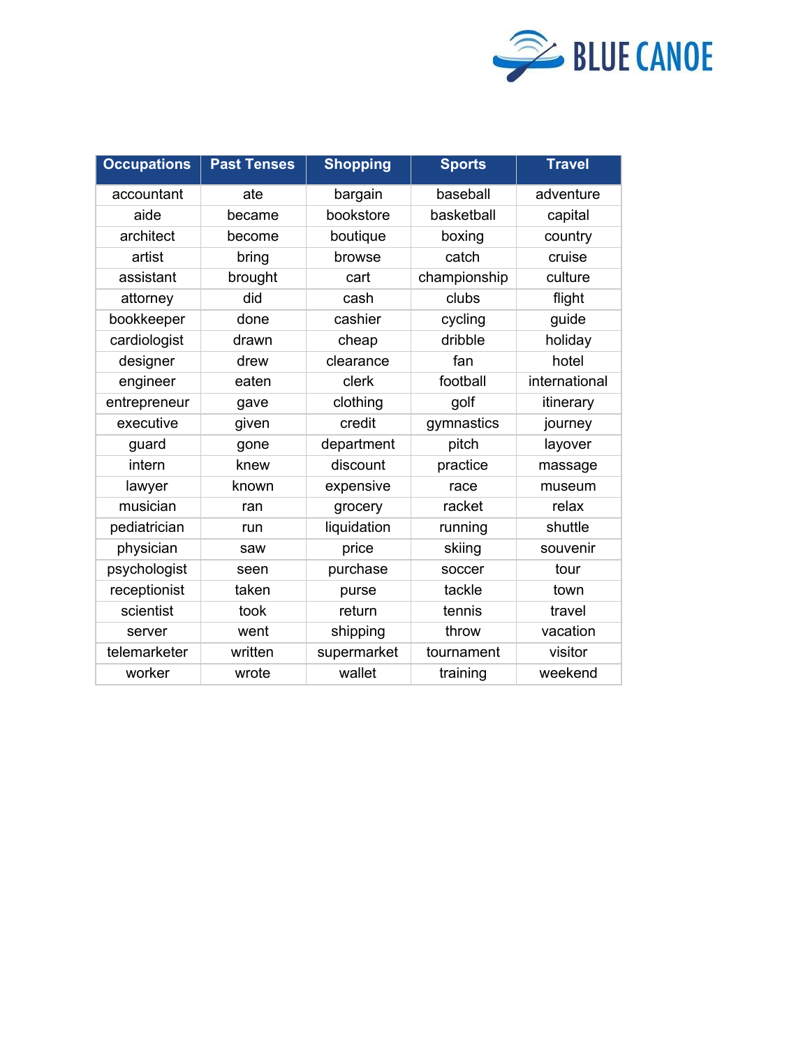| Occupations | Past Tenses | Shopping | Sports | Travel |
|---|---|---|---|---|
| accountant | ate | bargain | baseball | adventure |
| aide | became | bookstore | basketball | capital |
| architect | become | boutique | boxing | country |
| artist | bring | browse | catch | cruise |
| assistant | brought | cart | championship | culture |
| attorney | did | cash | clubs | flight |
| bookkeeper | done | cashier | cycling | guide |
| cardiologist | drawn | cheap | dribble | holiday |
| designer | drew | clearance | fan | hotel |
| engineer | eaten | clerk | football | international |
| entrepreneur | gave | clothing | golf | itinerary |
| executive | given | credit | gymnastics | journey |
| guard | gone | department | pitch | layover |
| intern | knew | discount | practice | massage |
| lawyer | known | expensive | race | museum |
| musician | ran | grocery | racket | relax |
| pediatrician | run | liquidation | running | shuttle |
| physician | saw | price | skiing | souvenir |
| psychologist | seen | purchase | soccer | tour |
| receptionist | taken | purse | tackle | town |
| scientist | took | return | tennis | travel |
| server | went | shipping | throw | vacation |
| telemarketer | written | supermarket | tournament | visitor |
| worker | wrote | wallet | training | weekend |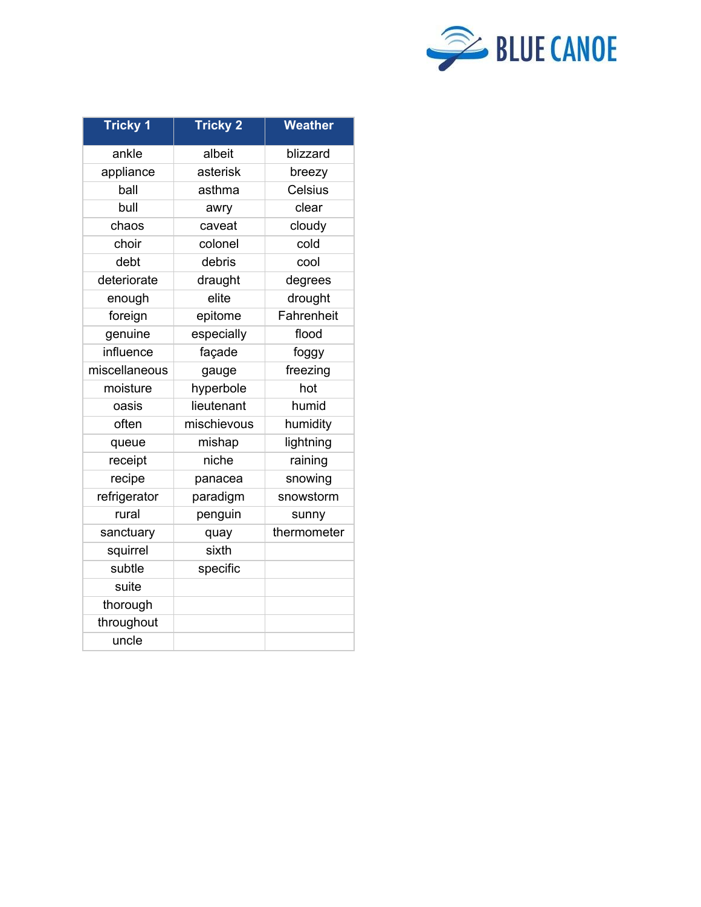| Tricky 1 | Tricky 2 | Weather |
|---|---|---|
| ankle | albeit | blizzard |
| appliance | asterisk | breezy |
| ball | asthma | Celsius |
| bull | awry | clear |
| chaos | caveat | cloudy |
| choir | colonel | cold |
| debt | debris | cool |
| deteriorate | draught | degrees |
| enough | elite | drought |
| foreign | epitome | Fahrenheit |
| genuine | especially | flood |
| influence | façade | foggy |
| miscellaneous | gauge | freezing |
| moisture | hyperbole | hot |
| oasis | lieutenant | humid |
| often | mischievous | humidity |
| queue | mishap | lightning |
| receipt | niche | raining |
| recipe | panacea | snowing |
| refrigerator | paradigm | snowstorm |
| rural | penguin | sunny |
| sanctuary | quay | thermometer |
| squirrel | sixth | |
| subtle | specific | |
| suite | | |
| thorough | | |
| throughout | | |
| uncle | | |